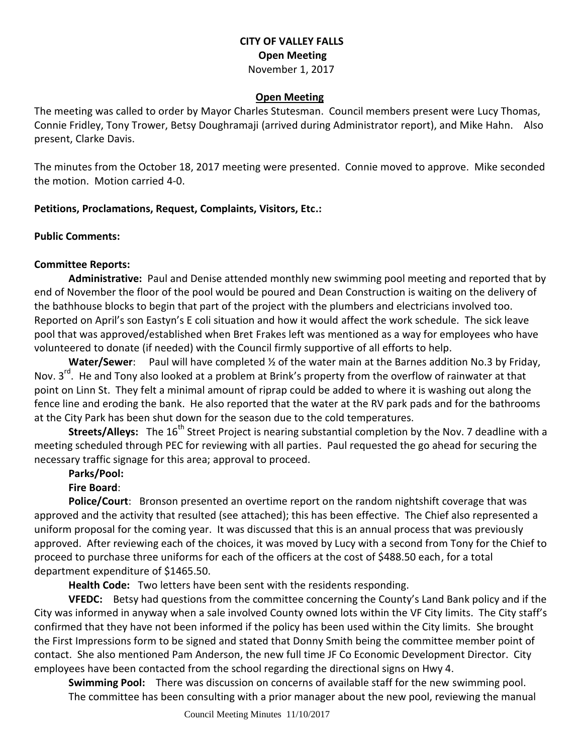# CITY OF VALLEY FALLS

## Open Meeting

November 1, 2017

### Open Meeting

The meeting was called to order by Mayor Charles Stutesman. Council members present were Lucy Thomas, Connie Fridley, Tony Trower, Betsy Doughramaji (arrived during Administrator report), and Mike Hahn. Also present, Clarke Davis.

The minutes from the October 18, 2017 meeting were presented. Connie moved to approve. Mike seconded the motion. Motion carried 4-0.

**Petitions, Proclamations, Request, Complaints, Visitors, Etc.:**

**Public Comments:**

**Committee Reports:**

**Administrative:** Paul and Denise attended monthly new swimming pool meeting and reported that by end of November the floor of the pool would be poured and Dean Construction is waiting on the delivery of the bathhouse blocks to begin that part of the project with the plumbers and electricians involved too. Reported on April's son Eastyn's E coli situation and how it would affect the work schedule. The sick leave pool that was approved/established when Bret Frakes left was mentioned as a way for employees who have volunteered to donate (if needed) with the Council firmly supportive of all efforts to help.

**Water/Sewer**: Paul will have completed ½ of the water main at the Barnes addition No.3 by Friday, Nov. 3rd. He and Tony also looked at a problem at Brink's property from the overflow of rainwater at that point on Linn St. They felt a minimal amount of riprap could be added to where it is washing out along the fence line and eroding the bank. He also reported that the water at the RV park pads and for the bathrooms at the City Park has been shut down for the season due to the cold temperatures.

**Streets/Alleys:** The 16th Street Project is nearing substantial completion by the Nov. 7 deadline with a meeting scheduled through PEC for reviewing with all parties. Paul requested the go ahead for securing the necessary traffic signage for this area; approval to proceed.

**Parks/Pool:**

**Fire Board**:

**Police/Court**: Bronson presented an overtime report on the random nightshift coverage that was approved and the activity that resulted (see attached); this has been effective. The Chief also represented a uniform proposal for the coming year. It was discussed that this is an annual process that was previously approved. After reviewing each of the choices, it was moved by Lucy with a second from Tony for the Chief to proceed to purchase three uniforms for each of the officers at the cost of $488.50 each, for a total department expenditure of $1465.50.

**Health Code:** Two letters have been sent with the residents responding.

**VFEDC:** Betsy had questions from the committee concerning the County's Land Bank policy and if the City was informed in anyway when a sale involved County owned lots within the VF City limits. The City staff's confirmed that they have not been informed if the policy has been used within the City limits. She brought the First Impressions form to be signed and stated that Donny Smith being the committee member point of contact. She also mentioned Pam Anderson, the new full time JF Co Economic Development Director. City employees have been contacted from the school regarding the directional signs on Hwy 4.

**Swimming Pool:** There was discussion on concerns of available staff for the new swimming pool. The committee has been consulting with a prior manager about the new pool, reviewing the manual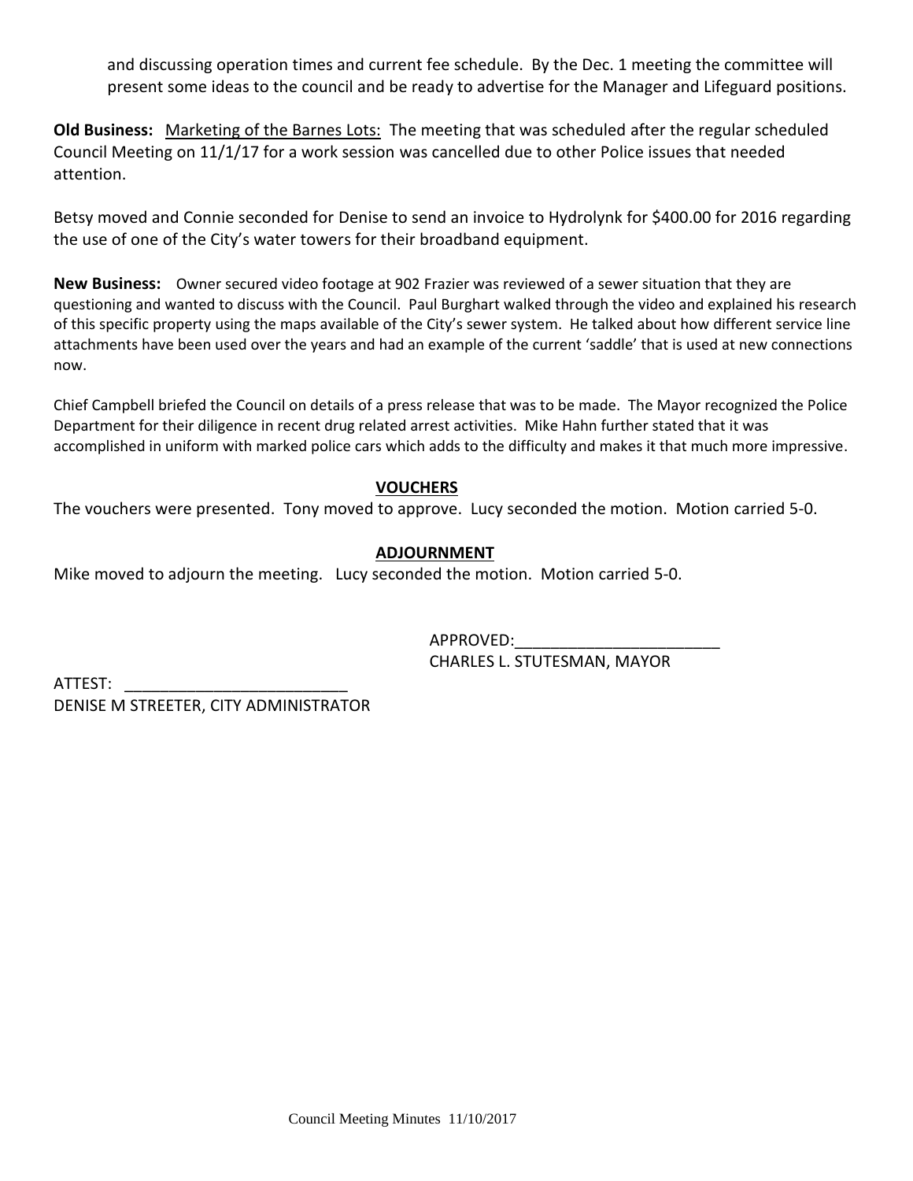and discussing operation times and current fee schedule. By the Dec. 1 meeting the committee will present some ideas to the council and be ready to advertise for the Manager and Lifeguard positions.

**Old Business:** Marketing of the Barnes Lots: The meeting that was scheduled after the regular scheduled Council Meeting on 11/1/17 for a work session was cancelled due to other Police issues that needed attention.

Betsy moved and Connie seconded for Denise to send an invoice to Hydrolynk for $400.00 for 2016 regarding the use of one of the City's water towers for their broadband equipment.

**New Business:** Owner secured video footage at 902 Frazier was reviewed of a sewer situation that they are questioning and wanted to discuss with the Council. Paul Burghart walked through the video and explained his research of this specific property using the maps available of the City's sewer system. He talked about how different service line attachments have been used over the years and had an example of the current 'saddle' that is used at new connections now.

Chief Campbell briefed the Council on details of a press release that was to be made. The Mayor recognized the Police Department for their diligence in recent drug related arrest activities. Mike Hahn further stated that it was accomplished in uniform with marked police cars which adds to the difficulty and makes it that much more impressive.

## VOUCHERS

The vouchers were presented. Tony moved to approve. Lucy seconded the motion. Motion carried 5-0.

## ADJOURNMENT

Mike moved to adjourn the meeting. Lucy seconded the motion. Motion carried 5-0.

APPROVED:_______________________
CHARLES L. STUTESMAN, MAYOR

ATTEST: _________________________
DENISE M STREETER, CITY ADMINISTRATOR

Council Meeting Minutes 11/10/2017